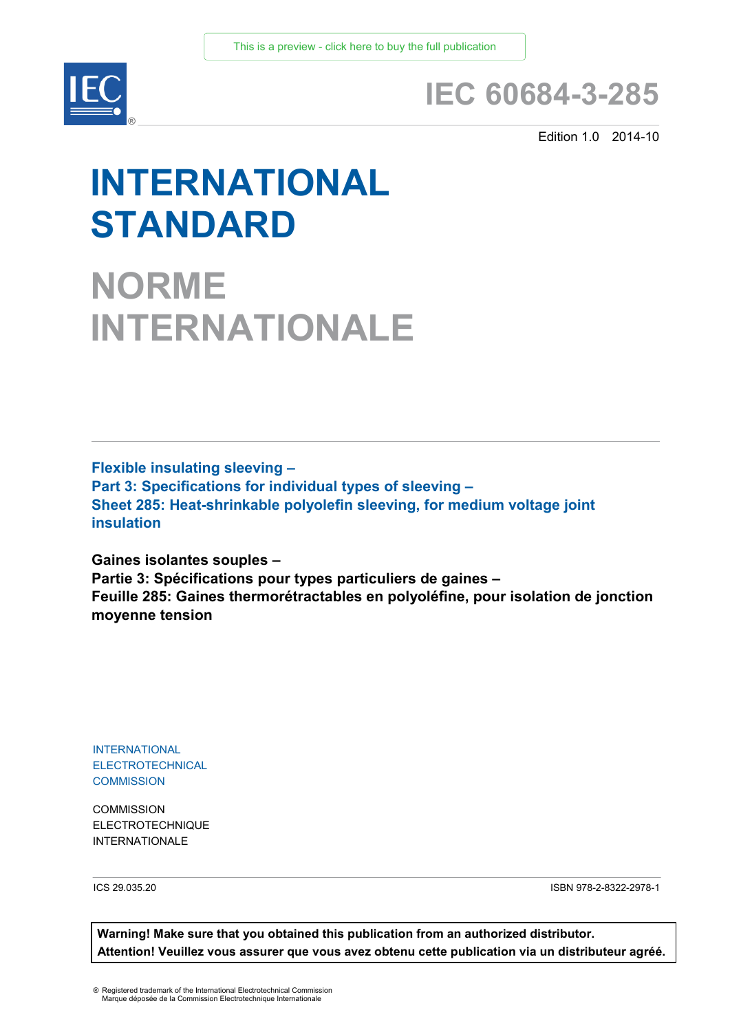This is a preview - click here to buy the full publication

# IEC 60684-3-285

Edition 1.0 2014-10

# INTERNATIONAL STANDARD

# NORME INTERNATIONALE

**Flexible insulating sleeving –**
**Part 3: Specifications for individual types of sleeving –**
**Sheet 285: Heat-shrinkable polyolefin sleeving, for medium voltage joint insulation**

**Gaines isolantes souples –**
**Partie 3: Spécifications pour types particuliers de gaines –**
**Feuille 285: Gaines thermorétractables en polyoléfine, pour isolation de jonction moyenne tension**

INTERNATIONAL
ELECTROTECHNICAL
COMMISSION

COMMISSION
ELECTROTECHNIQUE
INTERNATIONALE

ICS 29.035.20

ISBN 978-2-8322-2978-1

**Warning! Make sure that you obtained this publication from an authorized distributor.**
**Attention! Veuillez vous assurer que vous avez obtenu cette publication via un distributeur agréé.**

® Registered trademark of the International Electrotechnical Commission
Marque déposée de la Commission Electrotechnique Internationale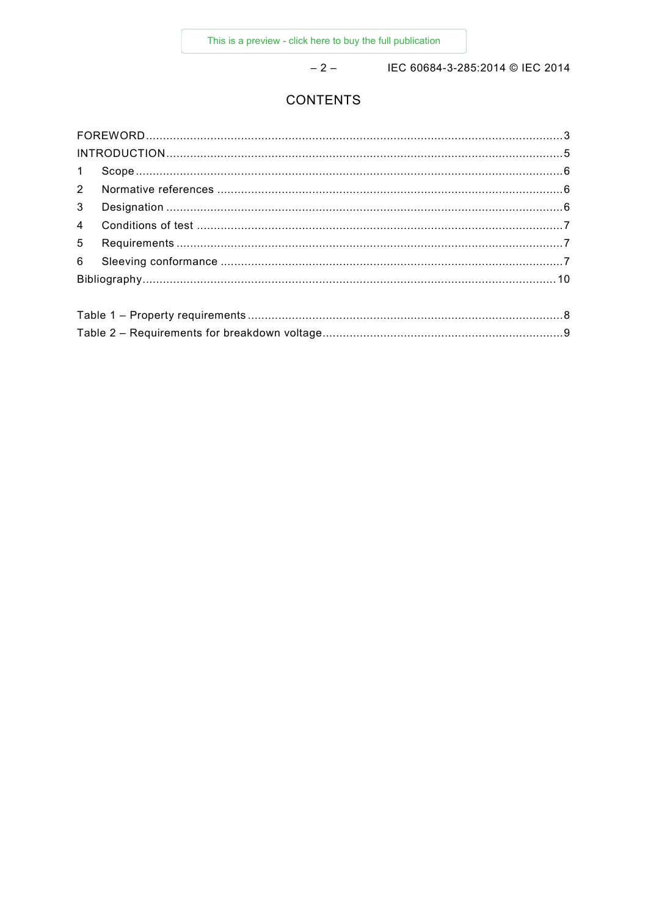# CONTENTS

FOREWORD ........................................................................................................................... 3
INTRODUCTION ..................................................................................................................... 5
1 Scope .............................................................................................................................. 6
2 Normative references ....................................................................................................... 6
3 Designation ...................................................................................................................... 6
4 Conditions of test ............................................................................................................. 7
5 Requirements ................................................................................................................... 7
6 Sleeving conformance ...................................................................................................... 7
Bibliography .......................................................................................................................... 10

Table 1 – Property requirements .............................................................................................. 8
Table 2 – Requirements for breakdown voltage ........................................................................ 9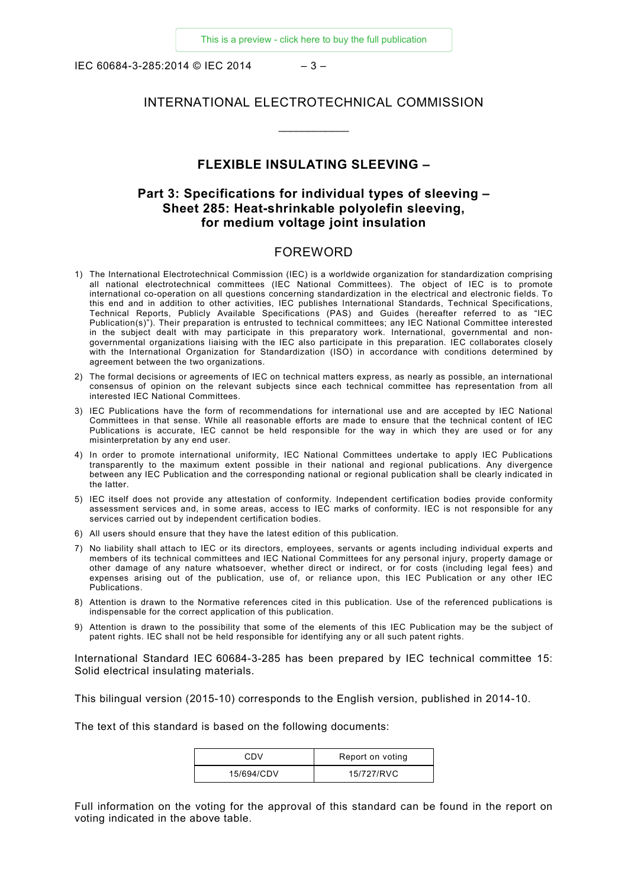# INTERNATIONAL ELECTROTECHNICAL COMMISSION

\_\_\_\_\_\_\_\_\_\_\_\_

## FLEXIBLE INSULATING SLEEVING –

## Part 3: Specifications for individual types of sleeving – Sheet 285: Heat-shrinkable polyolefin sleeving, for medium voltage joint insulation

## FOREWORD

1) The International Electrotechnical Commission (IEC) is a worldwide organization for standardization comprising all national electrotechnical committees (IEC National Committees). The object of IEC is to promote international co-operation on all questions concerning standardization in the electrical and electronic fields. To this end and in addition to other activities, IEC publishes International Standards, Technical Specifications, Technical Reports, Publicly Available Specifications (PAS) and Guides (hereafter referred to as "IEC Publication(s)"). Their preparation is entrusted to technical committees; any IEC National Committee interested in the subject dealt with may participate in this preparatory work. International, governmental and non-governmental organizations liaising with the IEC also participate in this preparation. IEC collaborates closely with the International Organization for Standardization (ISO) in accordance with conditions determined by agreement between the two organizations.
2) The formal decisions or agreements of IEC on technical matters express, as nearly as possible, an international consensus of opinion on the relevant subjects since each technical committee has representation from all interested IEC National Committees.
3) IEC Publications have the form of recommendations for international use and are accepted by IEC National Committees in that sense. While all reasonable efforts are made to ensure that the technical content of IEC Publications is accurate, IEC cannot be held responsible for the way in which they are used or for any misinterpretation by any end user.
4) In order to promote international uniformity, IEC National Committees undertake to apply IEC Publications transparently to the maximum extent possible in their national and regional publications. Any divergence between any IEC Publication and the corresponding national or regional publication shall be clearly indicated in the latter.
5) IEC itself does not provide any attestation of conformity. Independent certification bodies provide conformity assessment services and, in some areas, access to IEC marks of conformity. IEC is not responsible for any services carried out by independent certification bodies.
6) All users should ensure that they have the latest edition of this publication.
7) No liability shall attach to IEC or its directors, employees, servants or agents including individual experts and members of its technical committees and IEC National Committees for any personal injury, property damage or other damage of any nature whatsoever, whether direct or indirect, or for costs (including legal fees) and expenses arising out of the publication, use of, or reliance upon, this IEC Publication or any other IEC Publications.
8) Attention is drawn to the Normative references cited in this publication. Use of the referenced publications is indispensable for the correct application of this publication.
9) Attention is drawn to the possibility that some of the elements of this IEC Publication may be the subject of patent rights. IEC shall not be held responsible for identifying any or all such patent rights.

International Standard IEC 60684-3-285 has been prepared by IEC technical committee 15: Solid electrical insulating materials.

This bilingual version (2015-10) corresponds to the English version, published in 2014-10.

The text of this standard is based on the following documents:

| CDV | Report on voting |
|---|---|
| 15/694/CDV | 15/727/RVC |

Full information on the voting for the approval of this standard can be found in the report on voting indicated in the above table.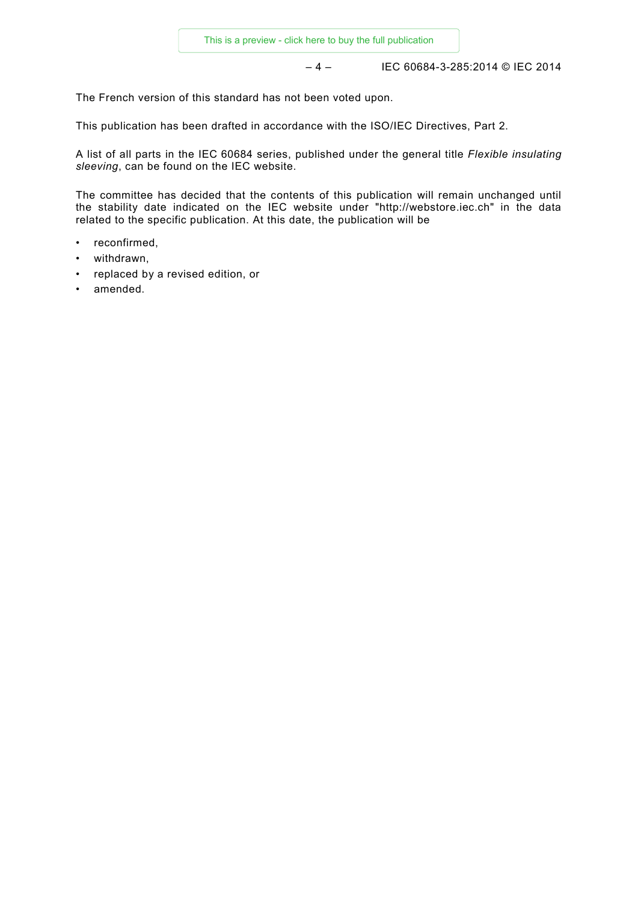The French version of this standard has not been voted upon.

This publication has been drafted in accordance with the ISO/IEC Directives, Part 2.

A list of all parts in the IEC 60684 series, published under the general title *Flexible insulating sleeving*, can be found on the IEC website.

The committee has decided that the contents of this publication will remain unchanged until the stability date indicated on the IEC website under "http://webstore.iec.ch" in the data related to the specific publication. At this date, the publication will be

- reconfirmed,
- withdrawn,
- replaced by a revised edition, or
- amended.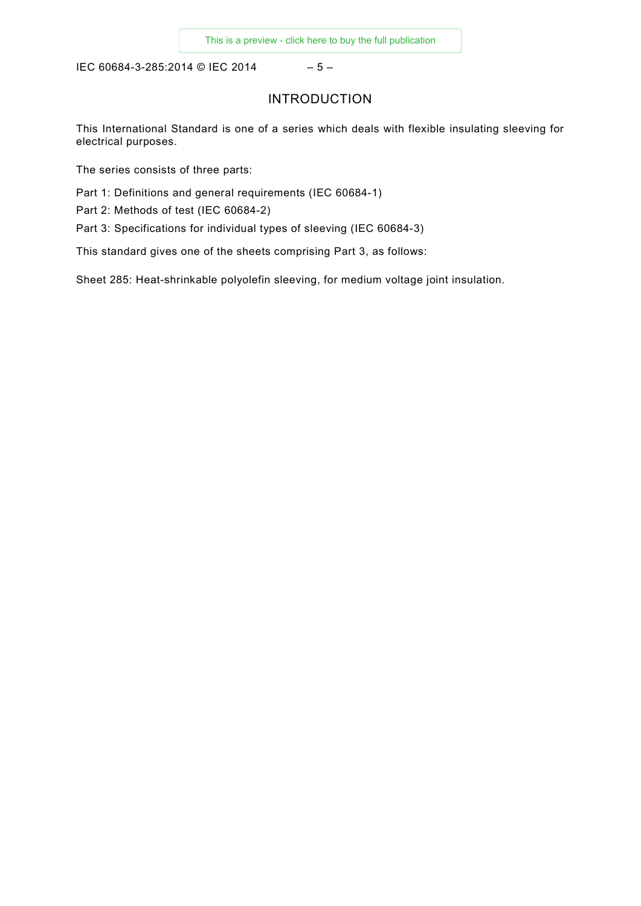# INTRODUCTION

This International Standard is one of a series which deals with flexible insulating sleeving for electrical purposes.

The series consists of three parts:

Part 1: Definitions and general requirements (IEC 60684-1)

Part 2: Methods of test (IEC 60684-2)

Part 3: Specifications for individual types of sleeving (IEC 60684-3)

This standard gives one of the sheets comprising Part 3, as follows:

Sheet 285: Heat-shrinkable polyolefin sleeving, for medium voltage joint insulation.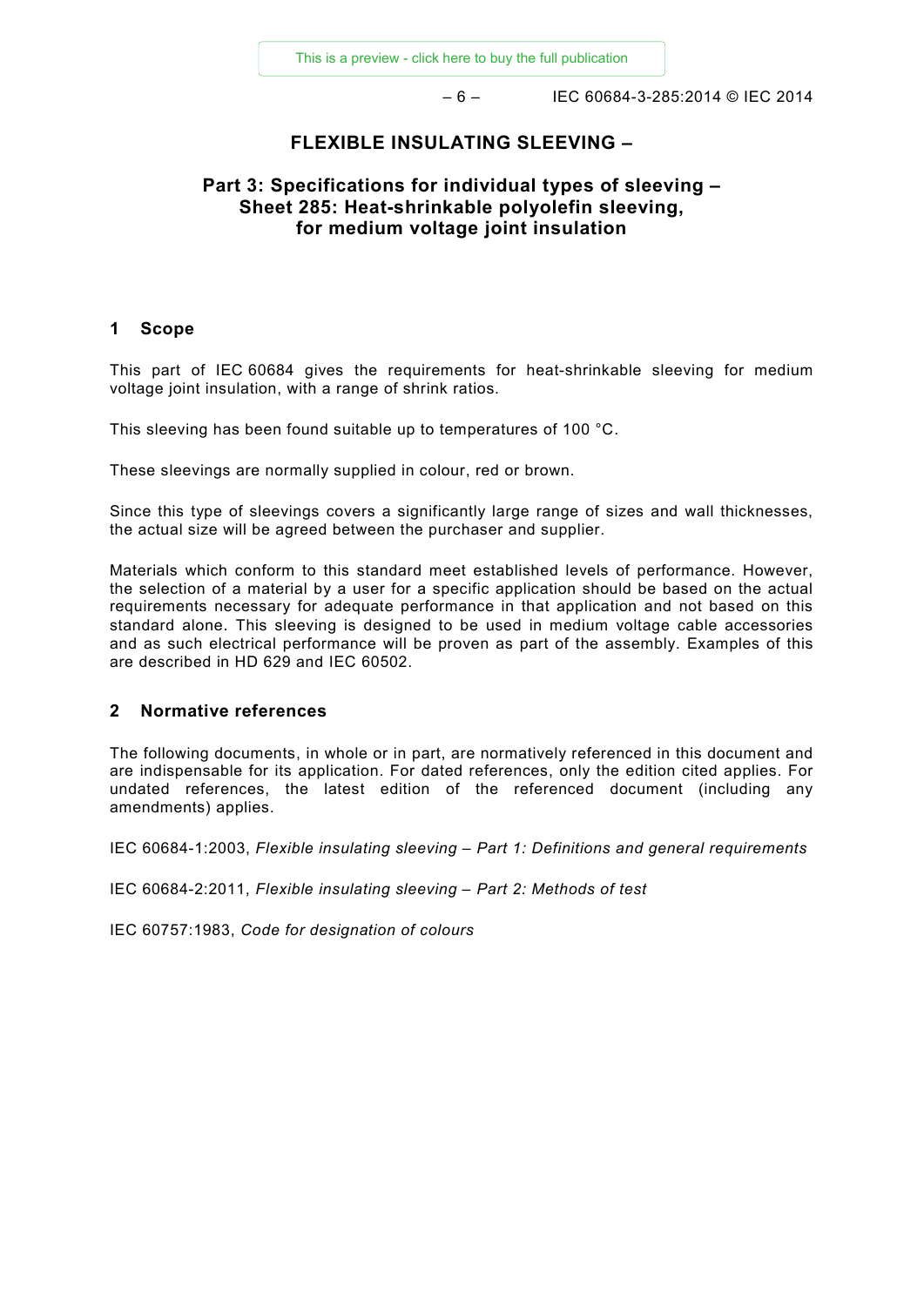# FLEXIBLE INSULATING SLEEVING –

## Part 3: Specifications for individual types of sleeving – Sheet 285: Heat-shrinkable polyolefin sleeving, for medium voltage joint insulation

## 1 Scope

This part of IEC 60684 gives the requirements for heat-shrinkable sleeving for medium voltage joint insulation, with a range of shrink ratios.

This sleeving has been found suitable up to temperatures of 100 °C.

These sleevings are normally supplied in colour, red or brown.

Since this type of sleevings covers a significantly large range of sizes and wall thicknesses, the actual size will be agreed between the purchaser and supplier.

Materials which conform to this standard meet established levels of performance. However, the selection of a material by a user for a specific application should be based on the actual requirements necessary for adequate performance in that application and not based on this standard alone. This sleeving is designed to be used in medium voltage cable accessories and as such electrical performance will be proven as part of the assembly. Examples of this are described in HD 629 and IEC 60502.

## 2 Normative references

The following documents, in whole or in part, are normatively referenced in this document and are indispensable for its application. For dated references, only the edition cited applies. For undated references, the latest edition of the referenced document (including any amendments) applies.

IEC 60684-1:2003, *Flexible insulating sleeving – Part 1: Definitions and general requirements*

IEC 60684-2:2011, *Flexible insulating sleeving – Part 2: Methods of test*

IEC 60757:1983, *Code for designation of colours*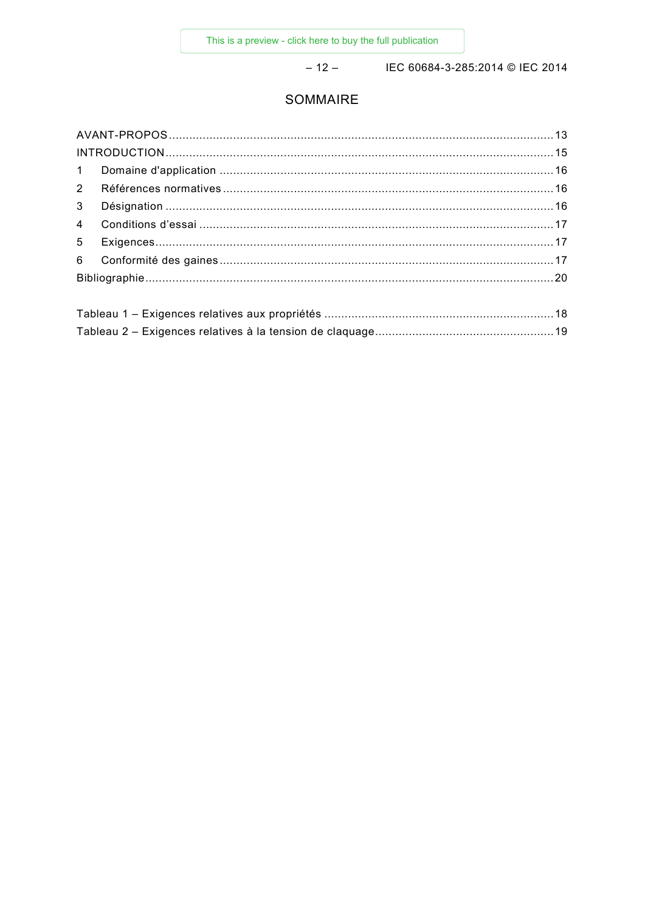# SOMMAIRE

AVANT-PROPOS ................................................................................................................ 13

INTRODUCTION ................................................................................................................. 15

1 Domaine d'application ................................................................................................. 16

2 Références normatives ................................................................................................ 16

3 Désignation ................................................................................................................. 16

4 Conditions d'essai ....................................................................................................... 17

5 Exigences .................................................................................................................... 17

6 Conformité des gaines ................................................................................................. 17

Bibliographie ...................................................................................................................... 20

Tableau 1 – Exigences relatives aux propriétés ................................................................... 18

Tableau 2 – Exigences relatives à la tension de claquage .................................................... 19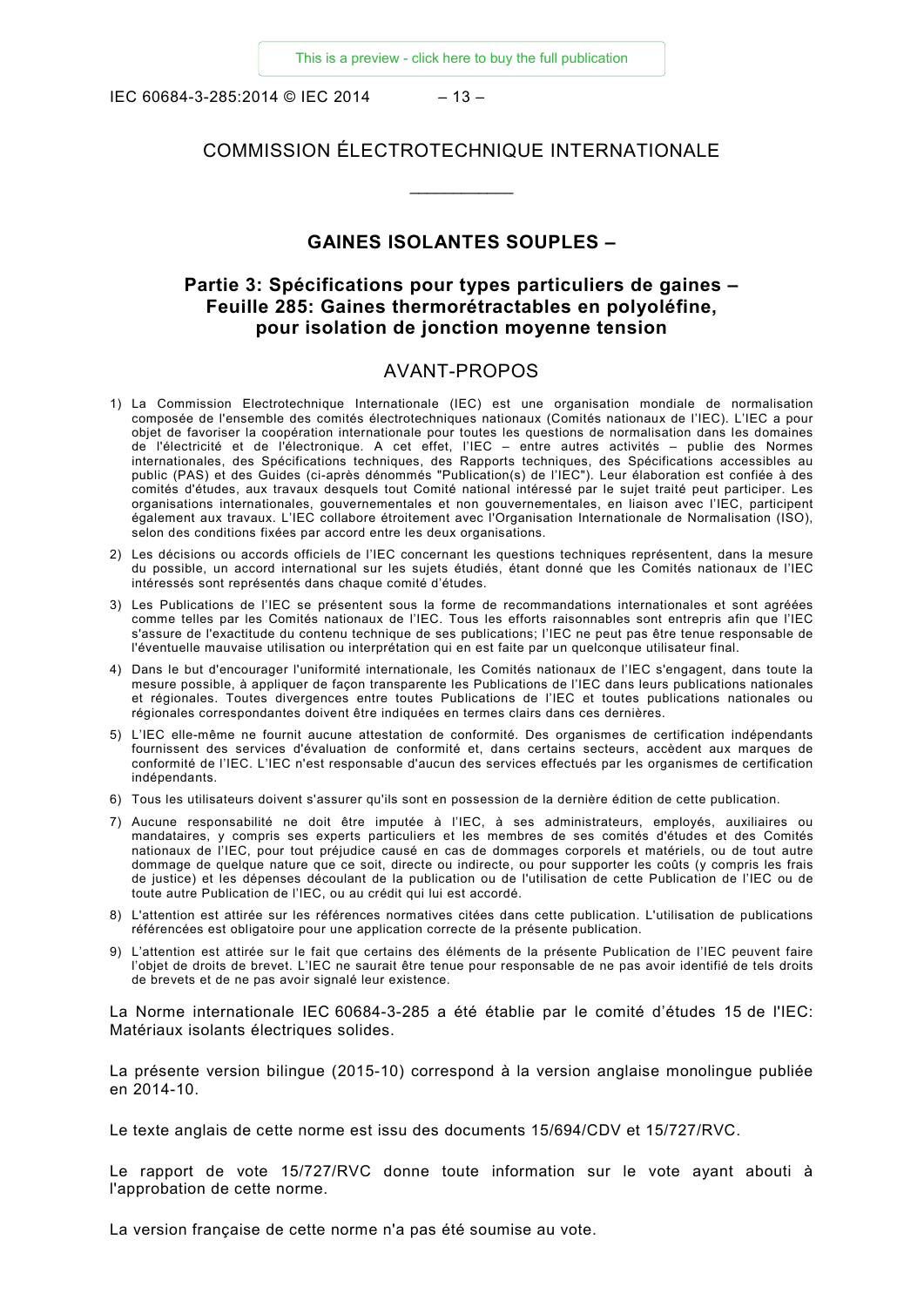COMMISSION ÉLECTROTECHNIQUE INTERNATIONALE

____________

# GAINES ISOLANTES SOUPLES –

## Partie 3: Spécifications pour types particuliers de gaines – Feuille 285: Gaines thermorétractables en polyoléfine, pour isolation de jonction moyenne tension

## AVANT-PROPOS

1) La Commission Electrotechnique Internationale (IEC) est une organisation mondiale de normalisation composée de l'ensemble des comités électrotechniques nationaux (Comités nationaux de l'IEC). L'IEC a pour objet de favoriser la coopération internationale pour toutes les questions de normalisation dans les domaines de l'électricité et de l'électronique. A cet effet, l'IEC – entre autres activités – publie des Normes internationales, des Spécifications techniques, des Rapports techniques, des Spécifications accessibles au public (PAS) et des Guides (ci-après dénommés "Publication(s) de l'IEC"). Leur élaboration est confiée à des comités d'études, aux travaux desquels tout Comité national intéressé par le sujet traité peut participer. Les organisations internationales, gouvernementales et non gouvernementales, en liaison avec l'IEC, participent également aux travaux. L'IEC collabore étroitement avec l'Organisation Internationale de Normalisation (ISO), selon des conditions fixées par accord entre les deux organisations.

2) Les décisions ou accords officiels de l'IEC concernant les questions techniques représentent, dans la mesure du possible, un accord international sur les sujets étudiés, étant donné que les Comités nationaux de l'IEC intéressés sont représentés dans chaque comité d'études.

3) Les Publications de l'IEC se présentent sous la forme de recommandations internationales et sont agréées comme telles par les Comités nationaux de l'IEC. Tous les efforts raisonnables sont entrepris afin que l'IEC s'assure de l'exactitude du contenu technique de ses publications; l'IEC ne peut pas être tenue responsable de l'éventuelle mauvaise utilisation ou interprétation qui en est faite par un quelconque utilisateur final.

4) Dans le but d'encourager l'uniformité internationale, les Comités nationaux de l'IEC s'engagent, dans toute la mesure possible, à appliquer de façon transparente les Publications de l'IEC dans leurs publications nationales et régionales. Toutes divergences entre toutes Publications de l'IEC et toutes publications nationales ou régionales correspondantes doivent être indiquées en termes clairs dans ces dernières.

5) L'IEC elle-même ne fournit aucune attestation de conformité. Des organismes de certification indépendants fournissent des services d'évaluation de conformité et, dans certains secteurs, accèdent aux marques de conformité de l'IEC. L'IEC n'est responsable d'aucun des services effectués par les organismes de certification indépendants.

6) Tous les utilisateurs doivent s'assurer qu'ils sont en possession de la dernière édition de cette publication.

7) Aucune responsabilité ne doit être imputée à l'IEC, à ses administrateurs, employés, auxiliaires ou mandataires, y compris ses experts particuliers et les membres de ses comités d'études et des Comités nationaux de l'IEC, pour tout préjudice causé en cas de dommages corporels et matériels, ou de tout autre dommage de quelque nature que ce soit, directe ou indirecte, ou pour supporter les coûts (y compris les frais de justice) et les dépenses découlant de la publication ou de l'utilisation de cette Publication de l'IEC ou de toute autre Publication de l'IEC, ou au crédit qui lui est accordé.

8) L'attention est attirée sur les références normatives citées dans cette publication. L'utilisation de publications référencées est obligatoire pour une application correcte de la présente publication.

9) L'attention est attirée sur le fait que certains des éléments de la présente Publication de l'IEC peuvent faire l'objet de droits de brevet. L'IEC ne saurait être tenue pour responsable de ne pas avoir identifié de tels droits de brevets et de ne pas avoir signalé leur existence.

La Norme internationale IEC 60684-3-285 a été établie par le comité d'études 15 de l'IEC: Matériaux isolants électriques solides.

La présente version bilingue (2015-10) correspond à la version anglaise monolingue publiée en 2014-10.

Le texte anglais de cette norme est issu des documents 15/694/CDV et 15/727/RVC.

Le rapport de vote 15/727/RVC donne toute information sur le vote ayant abouti à l'approbation de cette norme.

La version française de cette norme n'a pas été soumise au vote.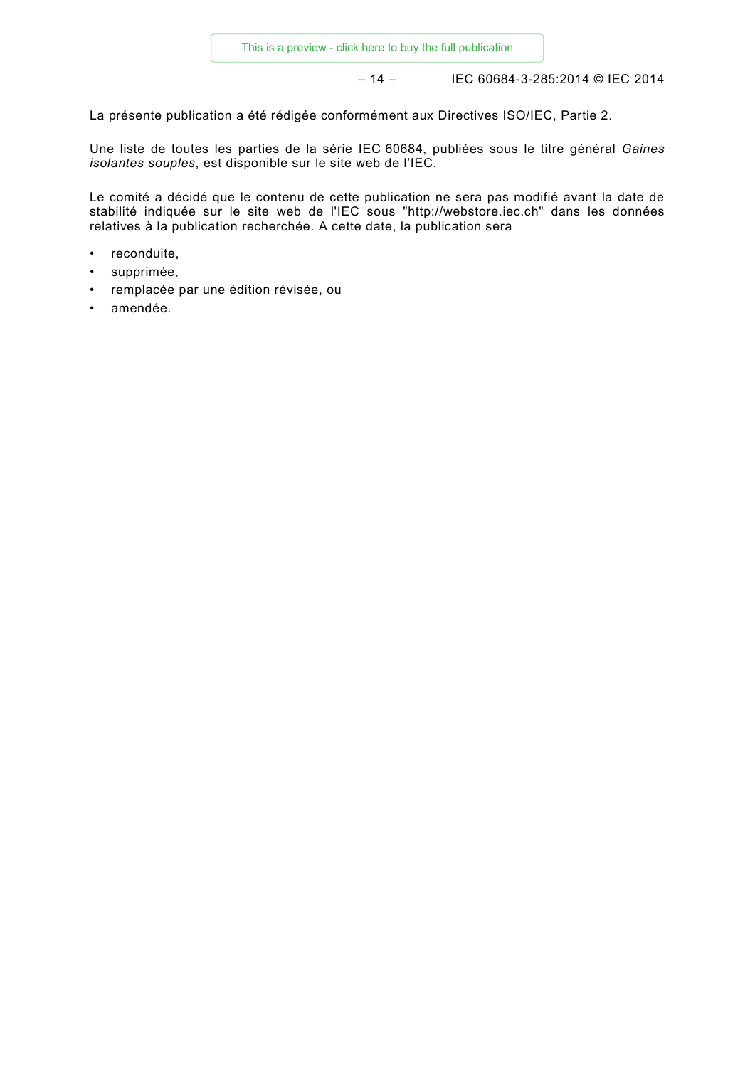La présente publication a été rédigée conformément aux Directives ISO/IEC, Partie 2.

Une liste de toutes les parties de la série IEC 60684, publiées sous le titre général *Gaines isolantes souples*, est disponible sur le site web de l'IEC.

Le comité a décidé que le contenu de cette publication ne sera pas modifié avant la date de stabilité indiquée sur le site web de l'IEC sous "http://webstore.iec.ch" dans les données relatives à la publication recherchée. A cette date, la publication sera

- reconduite,
- supprimée,
- remplacée par une édition révisée, ou
- amendée.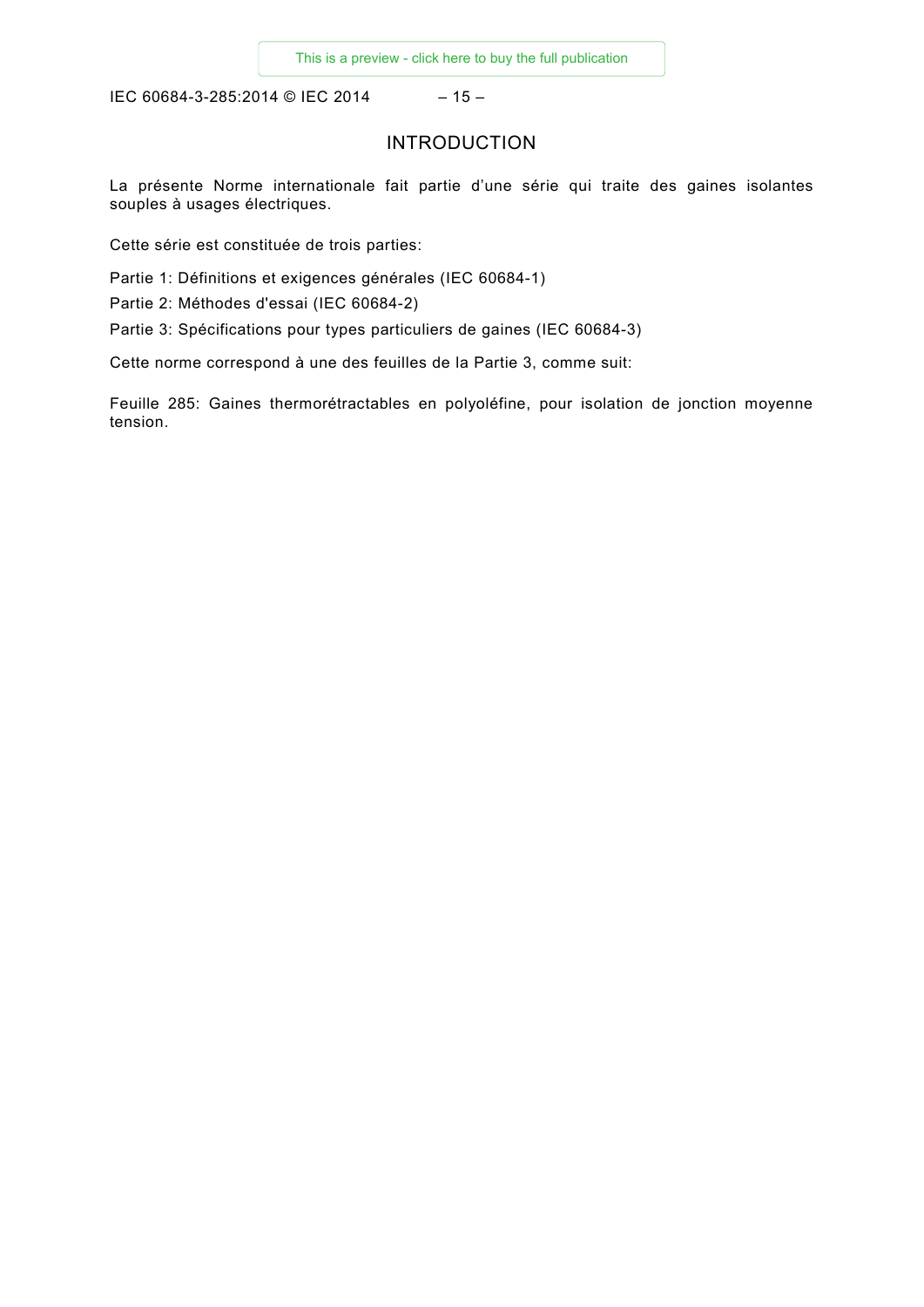# INTRODUCTION

La présente Norme internationale fait partie d'une série qui traite des gaines isolantes souples à usages électriques.

Cette série est constituée de trois parties:

Partie 1: Définitions et exigences générales (IEC 60684-1)

Partie 2: Méthodes d'essai (IEC 60684-2)

Partie 3: Spécifications pour types particuliers de gaines (IEC 60684-3)

Cette norme correspond à une des feuilles de la Partie 3, comme suit:

Feuille 285: Gaines thermorétractables en polyoléfine, pour isolation de jonction moyenne tension.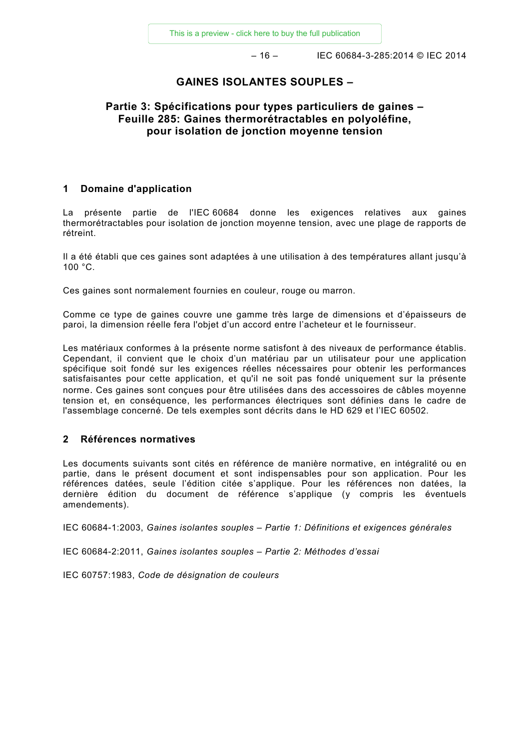# GAINES ISOLANTES SOUPLES –

## Partie 3: Spécifications pour types particuliers de gaines – Feuille 285: Gaines thermorétractables en polyoléfine, pour isolation de jonction moyenne tension

## 1 Domaine d'application

La présente partie de l'IEC 60684 donne les exigences relatives aux gaines thermorétractables pour isolation de jonction moyenne tension, avec une plage de rapports de rétreint.

Il a été établi que ces gaines sont adaptées à une utilisation à des températures allant jusqu'à 100 °C.

Ces gaines sont normalement fournies en couleur, rouge ou marron.

Comme ce type de gaines couvre une gamme très large de dimensions et d'épaisseurs de paroi, la dimension réelle fera l'objet d'un accord entre l'acheteur et le fournisseur.

Les matériaux conformes à la présente norme satisfont à des niveaux de performance établis. Cependant, il convient que le choix d'un matériau par un utilisateur pour une application spécifique soit fondé sur les exigences réelles nécessaires pour obtenir les performances satisfaisantes pour cette application, et qu'il ne soit pas fondé uniquement sur la présente norme. Ces gaines sont conçues pour être utilisées dans des accessoires de câbles moyenne tension et, en conséquence, les performances électriques sont définies dans le cadre de l'assemblage concerné. De tels exemples sont décrits dans le HD 629 et l'IEC 60502.

## 2 Références normatives

Les documents suivants sont cités en référence de manière normative, en intégralité ou en partie, dans le présent document et sont indispensables pour son application. Pour les références datées, seule l'édition citée s'applique. Pour les références non datées, la dernière édition du document de référence s'applique (y compris les éventuels amendements).

IEC 60684-1:2003, *Gaines isolantes souples – Partie 1: Définitions et exigences générales*

IEC 60684-2:2011, *Gaines isolantes souples – Partie 2: Méthodes d'essai*

IEC 60757:1983, *Code de désignation de couleurs*